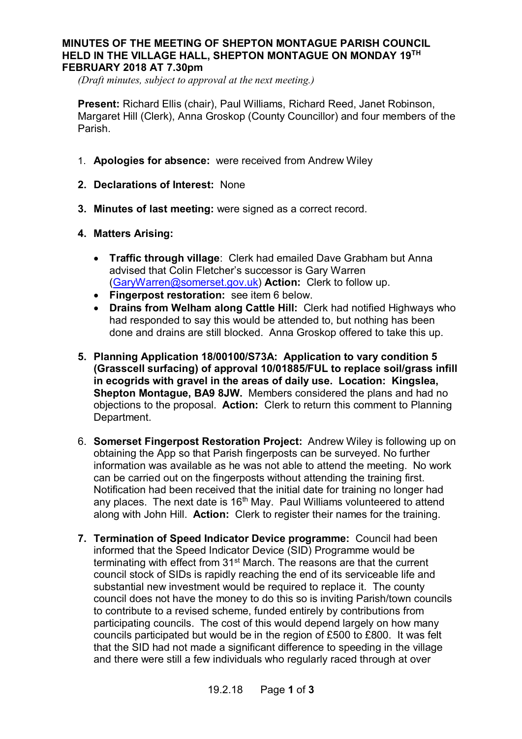**MINUTES OF THE MEETING OF SHEPTON MONTAGUE PARISH COUNCIL HELD IN THE VILLAGE HALL, SHEPTON MONTAGUE ON MONDAY 19TH FEBRUARY 2018 AT 7.30pm**

*(Draft minutes, subject to approval at the next meeting.)*

**Present:** Richard Ellis (chair), Paul Williams, Richard Reed, Janet Robinson, Margaret Hill (Clerk), Anna Groskop (County Councillor) and four members of the Parish.

1. **Apologies for absence:** were received from Andrew Wiley
2. **Declarations of Interest:** None
3. **Minutes of last meeting:** were signed as a correct record.
4. **Matters Arising:**
   - **Traffic through village**: Clerk had emailed Dave Grabham but Anna advised that Colin Fletcher's successor is Gary Warren (GaryWarren@somerset.gov.uk) **Action:** Clerk to follow up.
   - **Fingerpost restoration:** see item 6 below.
   - **Drains from Welham along Cattle Hill:** Clerk had notified Highways who had responded to say this would be attended to, but nothing has been done and drains are still blocked. Anna Groskop offered to take this up.
5. **Planning Application 18/00100/S73A: Application to vary condition 5 (Grasscell surfacing) of approval 10/01885/FUL to replace soil/grass infill in ecogrids with gravel in the areas of daily use. Location: Kingslea, Shepton Montague, BA9 8JW.** Members considered the plans and had no objections to the proposal. **Action:** Clerk to return this comment to Planning Department.
6. **Somerset Fingerpost Restoration Project:** Andrew Wiley is following up on obtaining the App so that Parish fingerposts can be surveyed. No further information was available as he was not able to attend the meeting. No work can be carried out on the fingerposts without attending the training first. Notification had been received that the initial date for training no longer had any places. The next date is 16th May. Paul Williams volunteered to attend along with John Hill. **Action:** Clerk to register their names for the training.
7. **Termination of Speed Indicator Device programme:** Council had been informed that the Speed Indicator Device (SID) Programme would be terminating with effect from 31st March. The reasons are that the current council stock of SIDs is rapidly reaching the end of its serviceable life and substantial new investment would be required to replace it. The county council does not have the money to do this so is inviting Parish/town councils to contribute to a revised scheme, funded entirely by contributions from participating councils. The cost of this would depend largely on how many councils participated but would be in the region of £500 to £800. It was felt that the SID had not made a significant difference to speeding in the village and there were still a few individuals who regularly raced through at over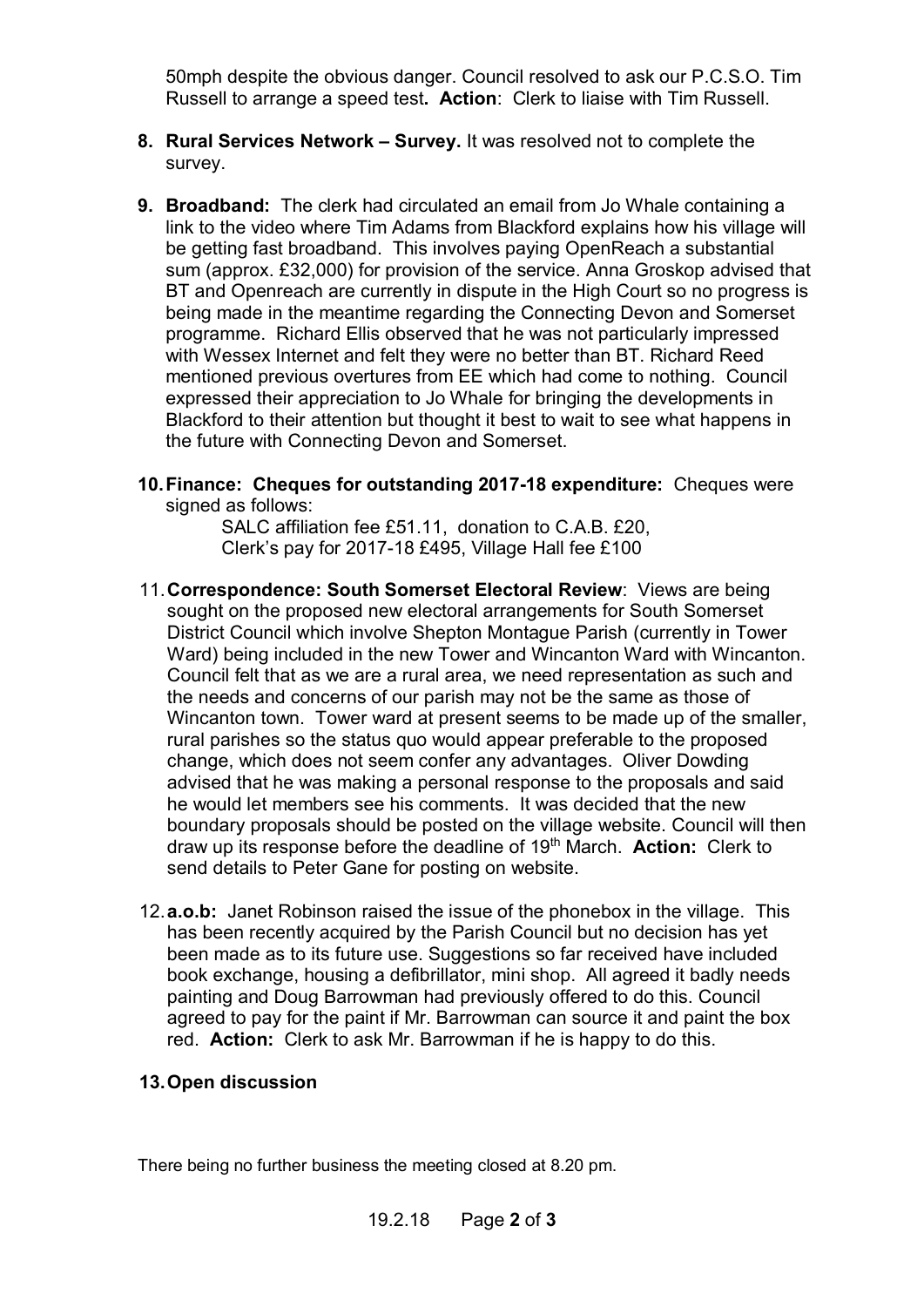50mph despite the obvious danger. Council resolved to ask our P.C.S.O. Tim Russell to arrange a speed test**. Action**: Clerk to liaise with Tim Russell.

8. **Rural Services Network – Survey.** It was resolved not to complete the survey.

9. **Broadband:** The clerk had circulated an email from Jo Whale containing a link to the video where Tim Adams from Blackford explains how his village will be getting fast broadband. This involves paying OpenReach a substantial sum (approx. £32,000) for provision of the service. Anna Groskop advised that BT and Openreach are currently in dispute in the High Court so no progress is being made in the meantime regarding the Connecting Devon and Somerset programme. Richard Ellis observed that he was not particularly impressed with Wessex Internet and felt they were no better than BT. Richard Reed mentioned previous overtures from EE which had come to nothing. Council expressed their appreciation to Jo Whale for bringing the developments in Blackford to their attention but thought it best to wait to see what happens in the future with Connecting Devon and Somerset.

10. **Finance: Cheques for outstanding 2017-18 expenditure:** Cheques were signed as follows:
    SALC affiliation fee £51.11, donation to C.A.B. £20,
    Clerk's pay for 2017-18 £495, Village Hall fee £100

11. **Correspondence: South Somerset Electoral Review**: Views are being sought on the proposed new electoral arrangements for South Somerset District Council which involve Shepton Montague Parish (currently in Tower Ward) being included in the new Tower and Wincanton Ward with Wincanton. Council felt that as we are a rural area, we need representation as such and the needs and concerns of our parish may not be the same as those of Wincanton town. Tower ward at present seems to be made up of the smaller, rural parishes so the status quo would appear preferable to the proposed change, which does not seem confer any advantages. Oliver Dowding advised that he was making a personal response to the proposals and said he would let members see his comments. It was decided that the new boundary proposals should be posted on the village website. Council will then draw up its response before the deadline of 19th March. **Action:** Clerk to send details to Peter Gane for posting on website.

12. **a.o.b:** Janet Robinson raised the issue of the phonebox in the village. This has been recently acquired by the Parish Council but no decision has yet been made as to its future use. Suggestions so far received have included book exchange, housing a defibrillator, mini shop. All agreed it badly needs painting and Doug Barrowman had previously offered to do this. Council agreed to pay for the paint if Mr. Barrowman can source it and paint the box red. **Action:** Clerk to ask Mr. Barrowman if he is happy to do this.

13. **Open discussion**

There being no further business the meeting closed at 8.20 pm.

19.2.18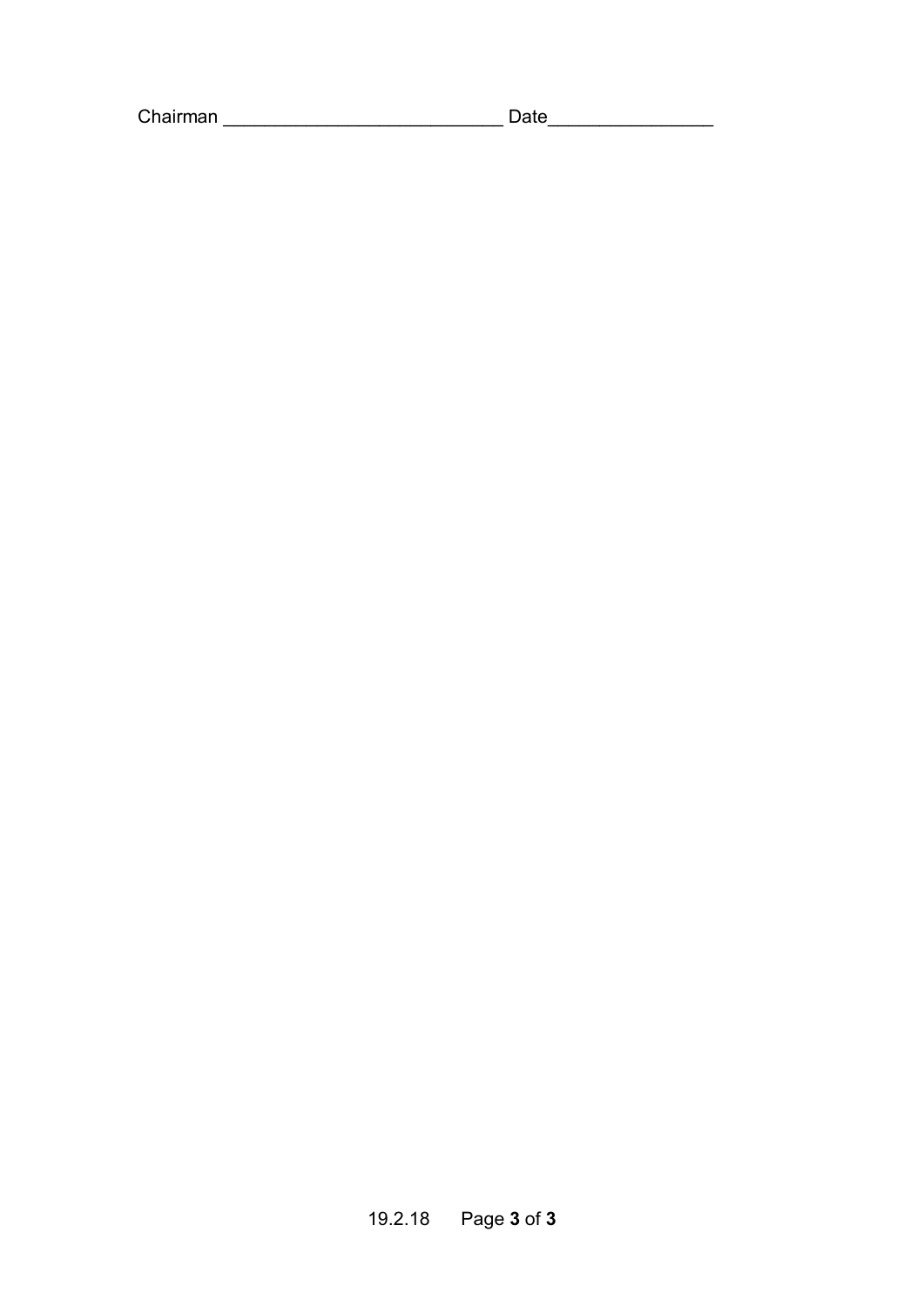Chairman ___________________________ Date________________